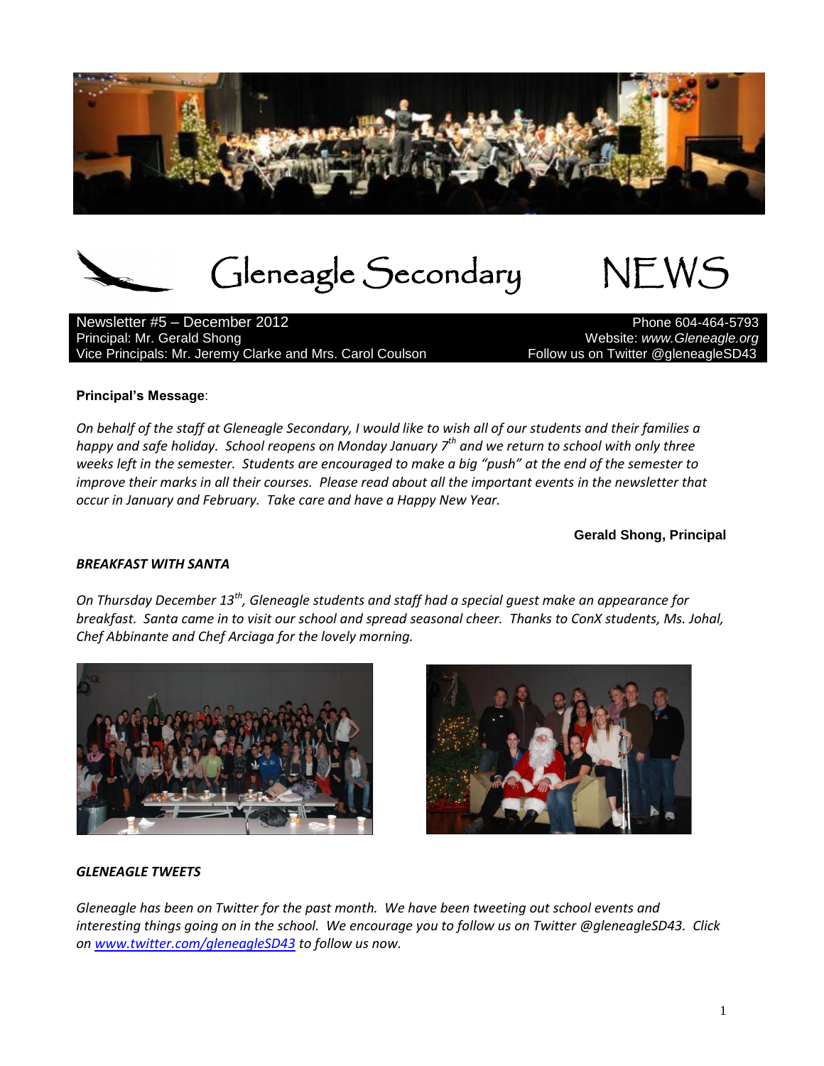# Gleneagle Secondary NEWS

Newsletter #5 – December 2012
Principal: Mr. Gerald Shong
Vice Principals: Mr. Jeremy Clarke and Mrs. Carol Coulson

Phone 604-464-5793
Website: *www.Gleneagle.org*
Follow us on Twitter @gleneagleSD43

**Principal's Message**:

*On behalf of the staff at Gleneagle Secondary, I would like to wish all of our students and their families a happy and safe holiday. School reopens on Monday January 7th and we return to school with only three weeks left in the semester. Students are encouraged to make a big "push" at the end of the semester to improve their marks in all their courses. Please read about all the important events in the newsletter that occur in January and February. Take care and have a Happy New Year.*

**Gerald Shong, Principal**

***BREAKFAST WITH SANTA***

*On Thursday December 13th, Gleneagle students and staff had a special guest make an appearance for breakfast. Santa came in to visit our school and spread seasonal cheer. Thanks to ConX students, Ms. Johal, Chef Abbinante and Chef Arciaga for the lovely morning.*

***GLENEAGLE TWEETS***

*Gleneagle has been on Twitter for the past month. We have been tweeting out school events and interesting things going on in the school. We encourage you to follow us on Twitter @gleneagleSD43. Click on [www.twitter.com/gleneagleSD43](http://www.twitter.com/gleneagleSD43) to follow us now.*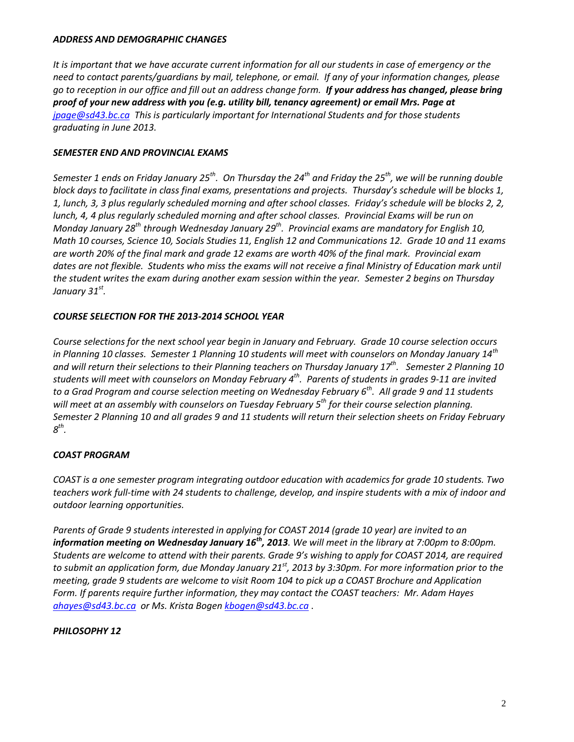### *ADDRESS AND DEMOGRAPHIC CHANGES*

*It is important that we have accurate current information for all our students in case of emergency or the need to contact parents/guardians by mail, telephone, or email. If any of your information changes, please go to reception in our office and fill out an address change form. **If your address has changed, please bring proof of your new address with you (e.g. utility bill, tenancy agreement) or email Mrs. Page at** jpage@sd43.bc.ca This is particularly important for International Students and for those students graduating in June 2013.*

### *SEMESTER END AND PROVINCIAL EXAMS*

*Semester 1 ends on Friday January 25th. On Thursday the 24th and Friday the 25th, we will be running double block days to facilitate in class final exams, presentations and projects. Thursday's schedule will be blocks 1, 1, lunch, 3, 3 plus regularly scheduled morning and after school classes. Friday's schedule will be blocks 2, 2, lunch, 4, 4 plus regularly scheduled morning and after school classes. Provincial Exams will be run on Monday January 28th through Wednesday January 29th. Provincial exams are mandatory for English 10, Math 10 courses, Science 10, Socials Studies 11, English 12 and Communications 12. Grade 10 and 11 exams are worth 20% of the final mark and grade 12 exams are worth 40% of the final mark. Provincial exam dates are not flexible. Students who miss the exams will not receive a final Ministry of Education mark until the student writes the exam during another exam session within the year. Semester 2 begins on Thursday January 31st.*

### *COURSE SELECTION FOR THE 2013-2014 SCHOOL YEAR*

*Course selections for the next school year begin in January and February. Grade 10 course selection occurs in Planning 10 classes. Semester 1 Planning 10 students will meet with counselors on Monday January 14th and will return their selections to their Planning teachers on Thursday January 17th. Semester 2 Planning 10 students will meet with counselors on Monday February 4th. Parents of students in grades 9-11 are invited to a Grad Program and course selection meeting on Wednesday February 6th. All grade 9 and 11 students will meet at an assembly with counselors on Tuesday February 5th for their course selection planning. Semester 2 Planning 10 and all grades 9 and 11 students will return their selection sheets on Friday February 8th.*

### *COAST PROGRAM*

*COAST is a one semester program integrating outdoor education with academics for grade 10 students. Two teachers work full-time with 24 students to challenge, develop, and inspire students with a mix of indoor and outdoor learning opportunities.*

*Parents of Grade 9 students interested in applying for COAST 2014 (grade 10 year) are invited to an **information meeting on Wednesday January 16th, 2013**. We will meet in the library at 7:00pm to 8:00pm. Students are welcome to attend with their parents. Grade 9's wishing to apply for COAST 2014, are required to submit an application form, due Monday January 21st, 2013 by 3:30pm. For more information prior to the meeting, grade 9 students are welcome to visit Room 104 to pick up a COAST Brochure and Application Form. If parents require further information, they may contact the COAST teachers: Mr. Adam Hayes ahayes@sd43.bc.ca or Ms. Krista Bogen kbogen@sd43.bc.ca .*

### *PHILOSOPHY 12*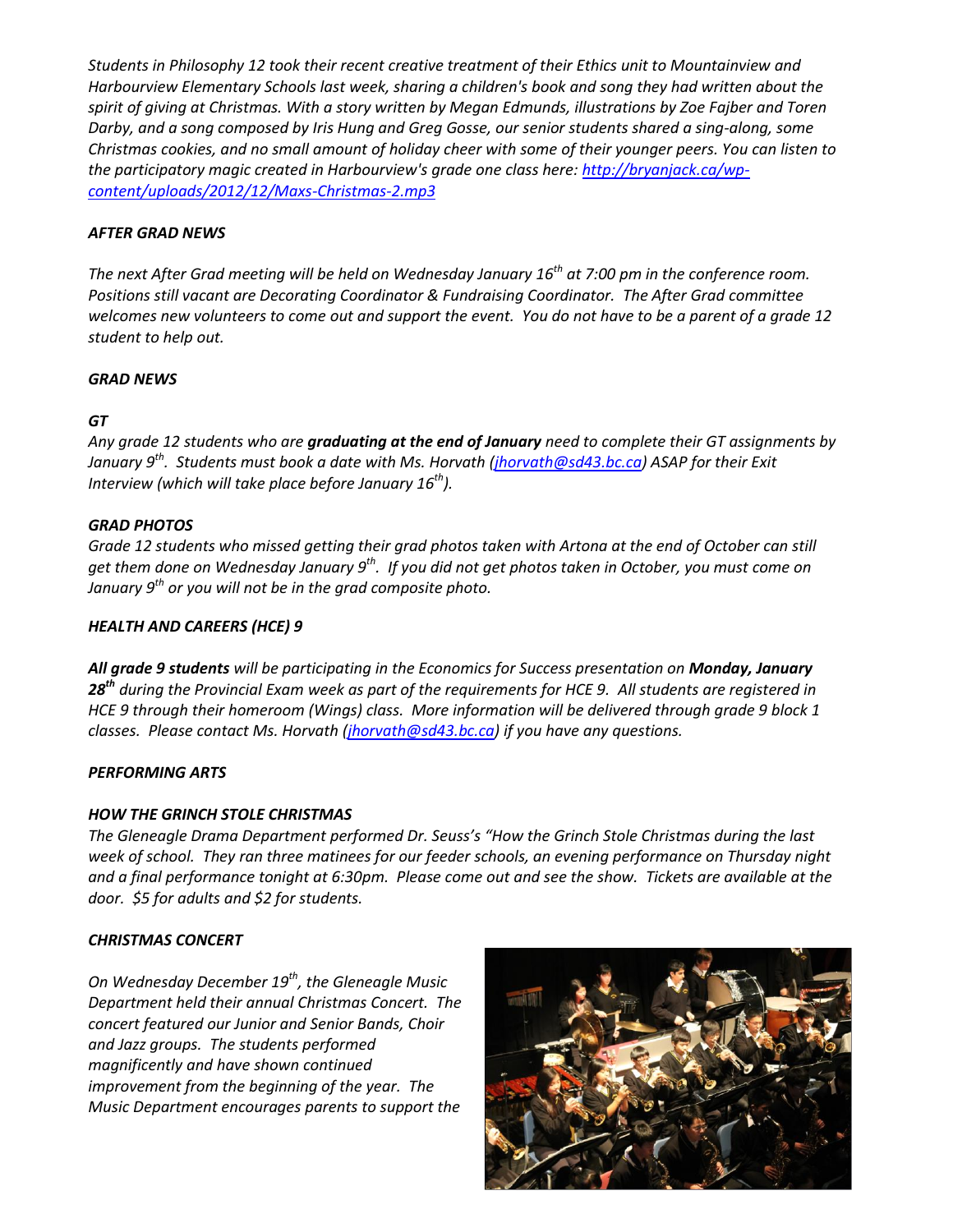*Students in Philosophy 12 took their recent creative treatment of their Ethics unit to Mountainview and Harbourview Elementary Schools last week, sharing a children's book and song they had written about the spirit of giving at Christmas. With a story written by Megan Edmunds, illustrations by Zoe Fajber and Toren Darby, and a song composed by Iris Hung and Greg Gosse, our senior students shared a sing-along, some Christmas cookies, and no small amount of holiday cheer with some of their younger peers. You can listen to the participatory magic created in Harbourview's grade one class here: [http://bryanjack.ca/wp-content/uploads/2012/12/Maxs-Christmas-2.mp3](http://bryanjack.ca/wp-content/uploads/2012/12/Maxs-Christmas-2.mp3)*

### *AFTER GRAD NEWS*

*The next After Grad meeting will be held on Wednesday January 16th at 7:00 pm in the conference room. Positions still vacant are Decorating Coordinator & Fundraising Coordinator. The After Grad committee welcomes new volunteers to come out and support the event. You do not have to be a parent of a grade 12 student to help out.*

### *GRAD NEWS*

#### *GT*

*Any grade 12 students who are **graduating at the end of January** need to complete their GT assignments by January 9th. Students must book a date with Ms. Horvath ([jhorvath@sd43.bc.ca](mailto:jhorvath@sd43.bc.ca)) ASAP for their Exit Interview (which will take place before January 16th).*

#### *GRAD PHOTOS*

*Grade 12 students who missed getting their grad photos taken with Artona at the end of October can still get them done on Wednesday January 9th. If you did not get photos taken in October, you must come on January 9th or you will not be in the grad composite photo.*

### *HEALTH AND CAREERS (HCE) 9*

***All grade 9 students** will be participating in the Economics for Success presentation on **Monday, January 28th** during the Provincial Exam week as part of the requirements for HCE 9. All students are registered in HCE 9 through their homeroom (Wings) class. More information will be delivered through grade 9 block 1 classes. Please contact Ms. Horvath ([jhorvath@sd43.bc.ca](mailto:jhorvath@sd43.bc.ca)) if you have any questions.*

### *PERFORMING ARTS*

#### *HOW THE GRINCH STOLE CHRISTMAS*

*The Gleneagle Drama Department performed Dr. Seuss's "How the Grinch Stole Christmas during the last week of school. They ran three matinees for our feeder schools, an evening performance on Thursday night and a final performance tonight at 6:30pm. Please come out and see the show. Tickets are available at the door. $5 for adults and $2 for students.*

#### *CHRISTMAS CONCERT*

*On Wednesday December 19th, the Gleneagle Music Department held their annual Christmas Concert. The concert featured our Junior and Senior Bands, Choir and Jazz groups. The students performed magnificently and have shown continued improvement from the beginning of the year. The Music Department encourages parents to support the*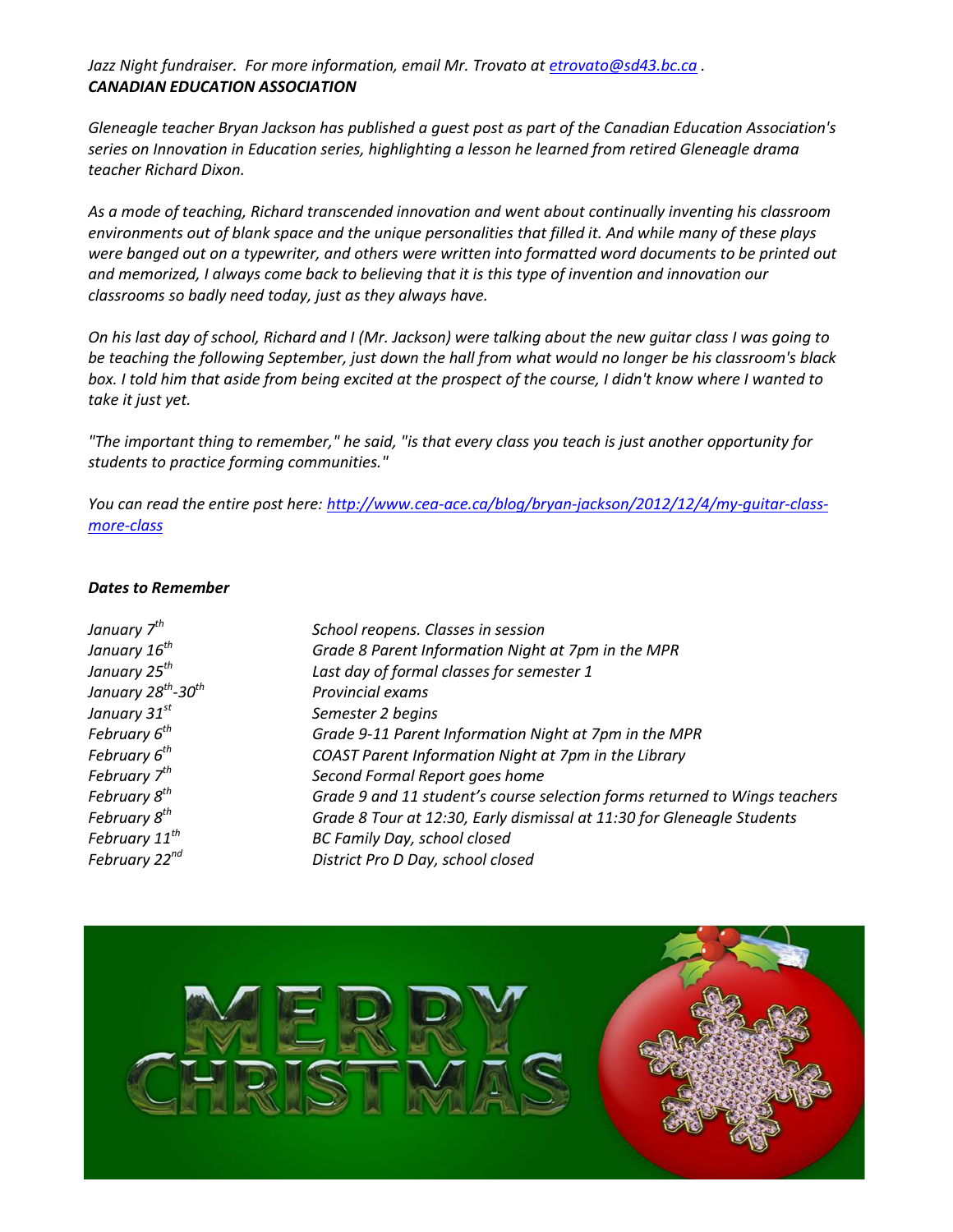*Jazz Night fundraiser. For more information, email Mr. Trovato at etrovato@sd43.bc.ca .*

***CANADIAN EDUCATION ASSOCIATION***

*Gleneagle teacher Bryan Jackson has published a guest post as part of the Canadian Education Association's series on Innovation in Education series, highlighting a lesson he learned from retired Gleneagle drama teacher Richard Dixon.*

*As a mode of teaching, Richard transcended innovation and went about continually inventing his classroom environments out of blank space and the unique personalities that filled it. And while many of these plays were banged out on a typewriter, and others were written into formatted word documents to be printed out and memorized, I always come back to believing that it is this type of invention and innovation our classrooms so badly need today, just as they always have.*

*On his last day of school, Richard and I (Mr. Jackson) were talking about the new guitar class I was going to be teaching the following September, just down the hall from what would no longer be his classroom's black box. I told him that aside from being excited at the prospect of the course, I didn't know where I wanted to take it just yet.*

*"The important thing to remember," he said, "is that every class you teach is just another opportunity for students to practice forming communities."*

*You can read the entire post here: http://www.cea-ace.ca/blog/bryan-jackson/2012/12/4/my-guitar-class-more-class*

***Dates to Remember***

| | |
|---|---|
| *January 7th* | *School reopens. Classes in session* |
| *January 16th* | *Grade 8 Parent Information Night at 7pm in the MPR* |
| *January 25th* | *Last day of formal classes for semester 1* |
| *January 28th-30th* | *Provincial exams* |
| *January 31st* | *Semester 2 begins* |
| *February 6th* | *Grade 9-11 Parent Information Night at 7pm in the MPR* |
| *February 6th* | *COAST Parent Information Night at 7pm in the Library* |
| *February 7th* | *Second Formal Report goes home* |
| *February 8th* | *Grade 9 and 11 student's course selection forms returned to Wings teachers* |
| *February 8th* | *Grade 8 Tour at 12:30, Early dismissal at 11:30 for Gleneagle Students* |
| *February 11th* | *BC Family Day, school closed* |
| *February 22nd* | *District Pro D Day, school closed* |

MERRY CHRISTMAS